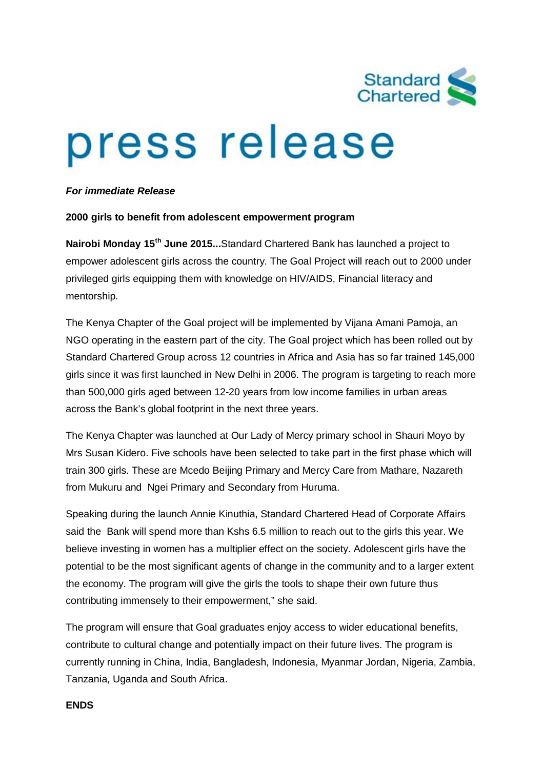Standard Chartered

# press release

***For immediate Release***

**2000 girls to benefit from adolescent empowerment program**

**Nairobi Monday 15th June 2015...**Standard Chartered Bank has launched a project to empower adolescent girls across the country. The Goal Project will reach out to 2000 under privileged girls equipping them with knowledge on HIV/AIDS, Financial literacy and mentorship.

The Kenya Chapter of the Goal project will be implemented by Vijana Amani Pamoja, an NGO operating in the eastern part of the city. The Goal project which has been rolled out by Standard Chartered Group across 12 countries in Africa and Asia has so far trained 145,000 girls since it was first launched in New Delhi in 2006. The program is targeting to reach more than 500,000 girls aged between 12-20 years from low income families in urban areas across the Bank's global footprint in the next three years.

The Kenya Chapter was launched at Our Lady of Mercy primary school in Shauri Moyo by Mrs Susan Kidero. Five schools have been selected to take part in the first phase which will train 300 girls. These are Mcedo Beijing Primary and Mercy Care from Mathare, Nazareth from Mukuru and Ngei Primary and Secondary from Huruma.

Speaking during the launch Annie Kinuthia, Standard Chartered Head of Corporate Affairs said the Bank will spend more than Kshs 6.5 million to reach out to the girls this year. We believe investing in women has a multiplier effect on the society. Adolescent girls have the potential to be the most significant agents of change in the community and to a larger extent the economy. The program will give the girls the tools to shape their own future thus contributing immensely to their empowerment," she said.

The program will ensure that Goal graduates enjoy access to wider educational benefits, contribute to cultural change and potentially impact on their future lives. The program is currently running in China, India, Bangladesh, Indonesia, Myanmar Jordan, Nigeria, Zambia, Tanzania, Uganda and South Africa.

**ENDS**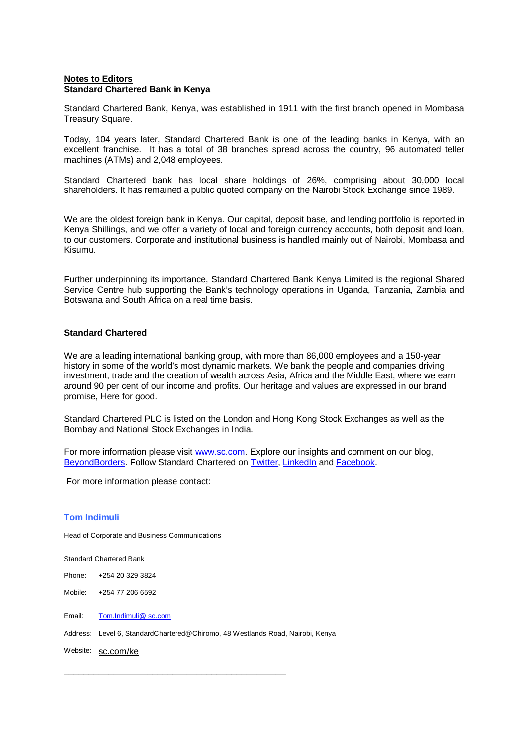**Notes to Editors**
**Standard Chartered Bank in Kenya**

Standard Chartered Bank, Kenya, was established in 1911 with the first branch opened in Mombasa Treasury Square.

Today, 104 years later, Standard Chartered Bank is one of the leading banks in Kenya, with an excellent franchise. It has a total of 38 branches spread across the country, 96 automated teller machines (ATMs) and 2,048 employees.

Standard Chartered bank has local share holdings of 26%, comprising about 30,000 local shareholders. It has remained a public quoted company on the Nairobi Stock Exchange since 1989.

We are the oldest foreign bank in Kenya. Our capital, deposit base, and lending portfolio is reported in Kenya Shillings, and we offer a variety of local and foreign currency accounts, both deposit and loan, to our customers. Corporate and institutional business is handled mainly out of Nairobi, Mombasa and Kisumu.

Further underpinning its importance, Standard Chartered Bank Kenya Limited is the regional Shared Service Centre hub supporting the Bank's technology operations in Uganda, Tanzania, Zambia and Botswana and South Africa on a real time basis.

**Standard Chartered**

We are a leading international banking group, with more than 86,000 employees and a 150-year history in some of the world's most dynamic markets. We bank the people and companies driving investment, trade and the creation of wealth across Asia, Africa and the Middle East, where we earn around 90 per cent of our income and profits. Our heritage and values are expressed in our brand promise, Here for good.

Standard Chartered PLC is listed on the London and Hong Kong Stock Exchanges as well as the Bombay and National Stock Exchanges in India.

For more information please visit [www.sc.com](http://www.sc.com). Explore our insights and comment on our blog, BeyondBorders. Follow Standard Chartered on Twitter, LinkedIn and Facebook.

For more information please contact:

**Tom Indimuli**

Head of Corporate and Business Communications

Standard Chartered Bank

Phone: +254 20 329 3824

Mobile: +254 77 206 6592

Email: Tom.Indimuli@ sc.com

Address: Level 6, StandardChartered@Chiromo, 48 Westlands Road, Nairobi, Kenya

Website: sc.com/ke